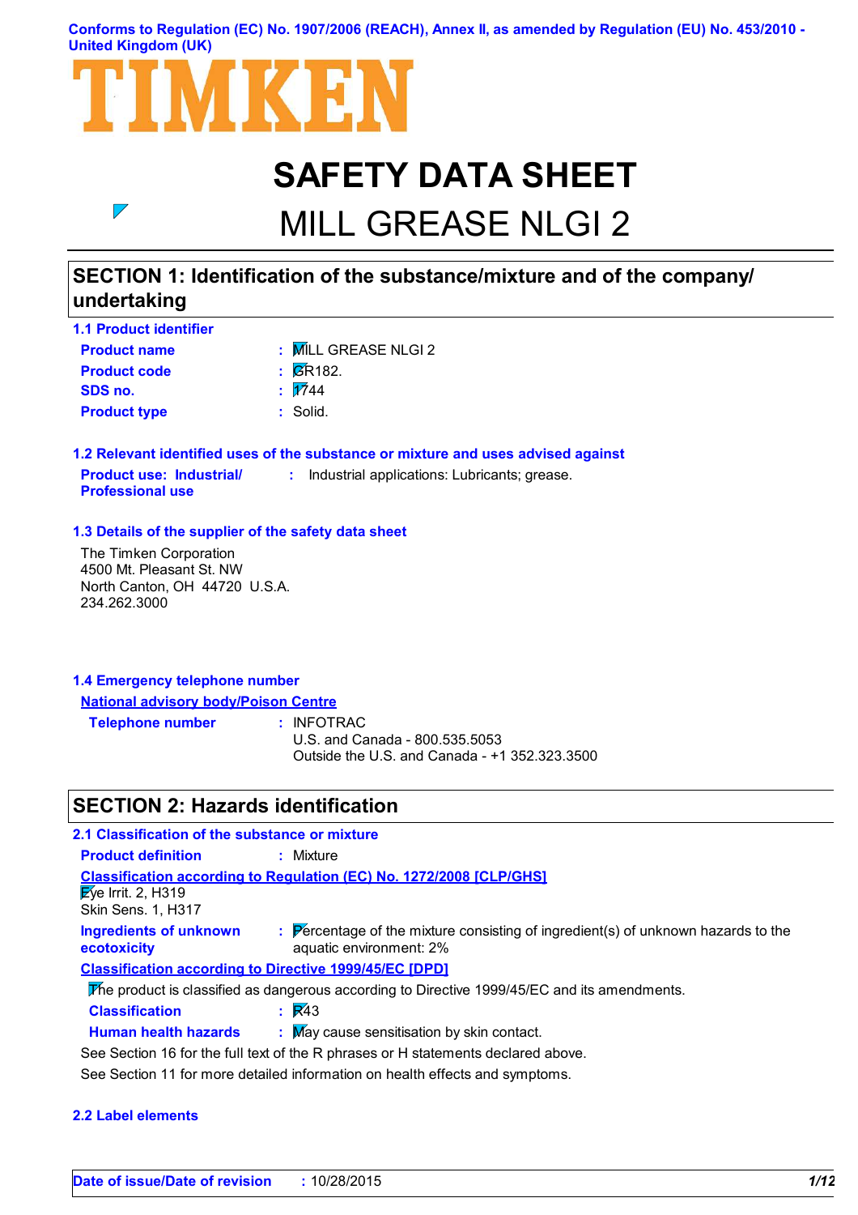Conforms to Regulation (EC) No. 1907/2006 (REACH), Annex II, as amended by Regulation (EU) No. 453/2010 - United Kingdom (UK)

TIMKEN

# SAFETY DATA SHEET

# MILL GREASE NLGI 2

## SECTION 1: Identification of the substance/mixture and of the company/undertaking

### 1.1 Product identifier

**Product name** : MILL GREASE NLGI 2

**Product code** : GR182.

**SDS no.** : 1744

**Product type** : Solid.

### 1.2 Relevant identified uses of the substance or mixture and uses advised against

**Product use: Industrial/ Professional use** : Industrial applications: Lubricants; grease.

### 1.3 Details of the supplier of the safety data sheet

The Timken Corporation
4500 Mt. Pleasant St. NW
North Canton, OH 44720 U.S.A.
234.262.3000

### 1.4 Emergency telephone number

**National advisory body/Poison Centre**

**Telephone number** : INFOTRAC
U.S. and Canada - 800.535.5053
Outside the U.S. and Canada - +1 352.323.3500

## SECTION 2: Hazards identification

### 2.1 Classification of the substance or mixture

**Product definition** : Mixture

**Classification according to Regulation (EC) No. 1272/2008 [CLP/GHS]**

Eye Irrit. 2, H319
Skin Sens. 1, H317

**Ingredients of unknown ecotoxicity** : Percentage of the mixture consisting of ingredient(s) of unknown hazards to the aquatic environment: 2%

**Classification according to Directive 1999/45/EC [DPD]**

The product is classified as dangerous according to Directive 1999/45/EC and its amendments.

**Classification** : R43

**Human health hazards** : May cause sensitisation by skin contact.

See Section 16 for the full text of the R phrases or H statements declared above.

See Section 11 for more detailed information on health effects and symptoms.

### 2.2 Label elements

**Date of issue/Date of revision** : 10/28/2015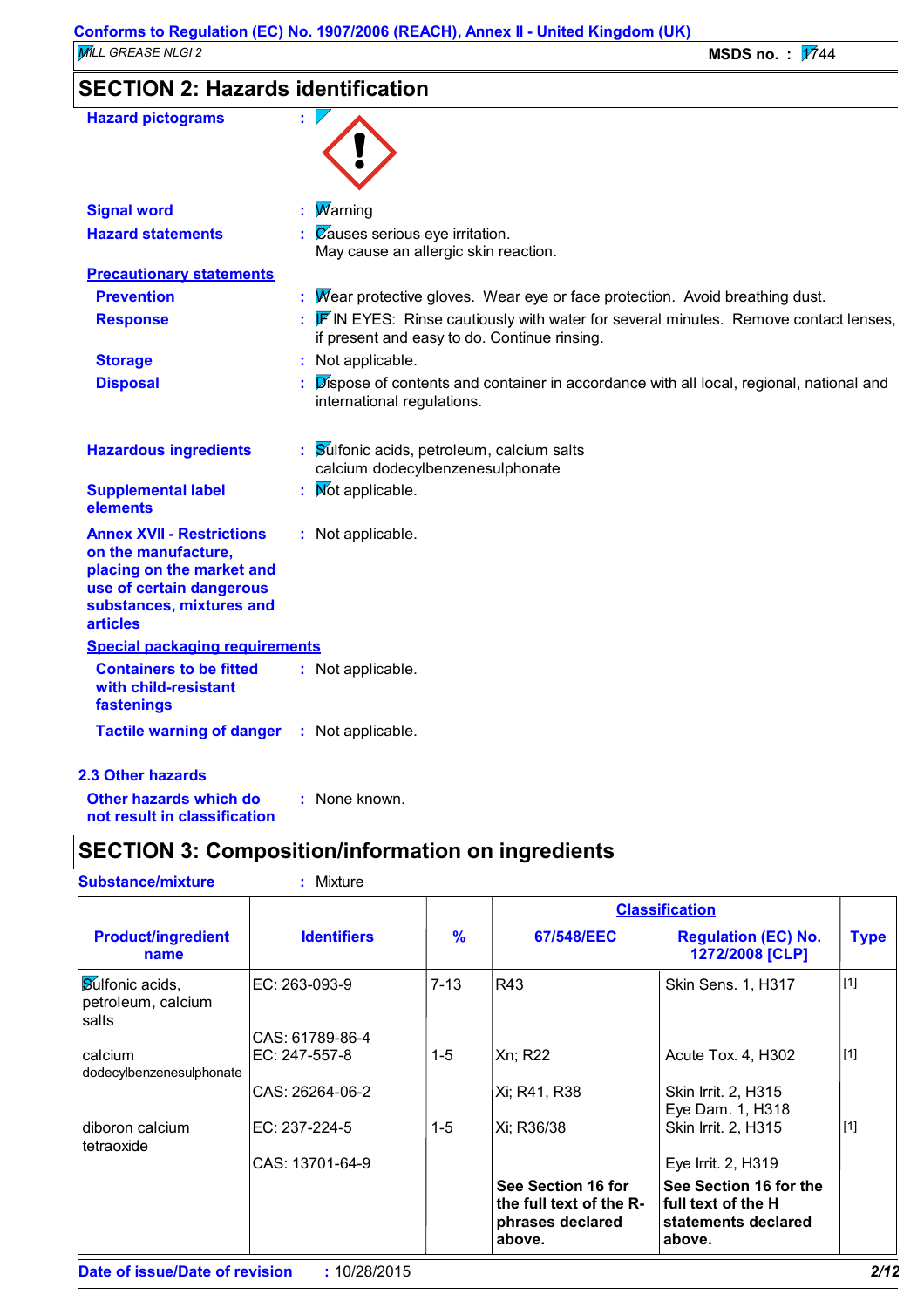## SECTION 2: Hazards identification

**Hazard pictograms** :

**Signal word** : Warning

**Hazard statements** : Causes serious eye irritation.
May cause an allergic skin reaction.

**Precautionary statements**

**Prevention** : Wear protective gloves. Wear eye or face protection. Avoid breathing dust.

**Response** : IF IN EYES: Rinse cautiously with water for several minutes. Remove contact lenses, if present and easy to do. Continue rinsing.

**Storage** : Not applicable.

**Disposal** : Dispose of contents and container in accordance with all local, regional, national and international regulations.

**Hazardous ingredients** : Sulfonic acids, petroleum, calcium salts
calcium dodecylbenzenesulphonate

**Supplemental label elements** : Not applicable.

**Annex XVII - Restrictions on the manufacture, placing on the market and use of certain dangerous substances, mixtures and articles** : Not applicable.

**Special packaging requirements**

**Containers to be fitted with child-resistant fastenings** : Not applicable.

**Tactile warning of danger** : Not applicable.

### 2.3 Other hazards

**Other hazards which do not result in classification** : None known.

## SECTION 3: Composition/information on ingredients

**Substance/mixture** : Mixture

| Product/ingredient name | Identifiers | % | Classification 67/548/EEC | Classification Regulation (EC) No. 1272/2008 [CLP] | Type |
|---|---|---|---|---|---|
| Sulfonic acids, petroleum, calcium salts | EC: 263-093-9<br>CAS: 61789-86-4 | 7-13 | R43 | Skin Sens. 1, H317 | [1] |
| calcium dodecylbenzenesulphonate | EC: 247-557-8<br>CAS: 26264-06-2 | 1-5 | Xn; R22<br>Xi; R41, R38 | Acute Tox. 4, H302<br>Skin Irrit. 2, H315<br>Eye Dam. 1, H318 | [1] |
| diboron calcium tetraoxide | EC: 237-224-5<br>CAS: 13701-64-9 | 1-5 | Xi; R36/38 | Skin Irrit. 2, H315<br>Eye Irrit. 2, H319 | [1] |
| | | | **See Section 16 for the full text of the R-phrases declared above.** | **See Section 16 for the full text of the H statements declared above.** | |

**Date of issue/Date of revision** : 10/28/2015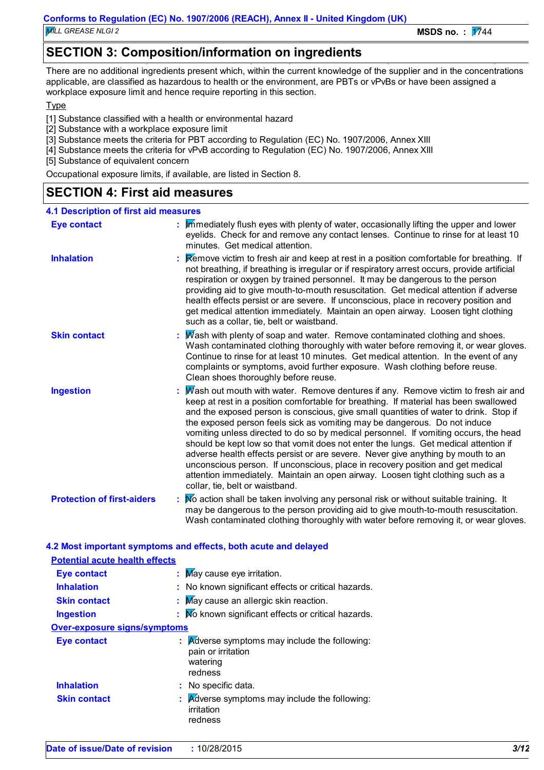## SECTION 3: Composition/information on ingredients

There are no additional ingredients present which, within the current knowledge of the supplier and in the concentrations applicable, are classified as hazardous to health or the environment, are PBTs or vPvBs or have been assigned a workplace exposure limit and hence require reporting in this section.

Type

[1] Substance classified with a health or environmental hazard
[2] Substance with a workplace exposure limit
[3] Substance meets the criteria for PBT according to Regulation (EC) No. 1907/2006, Annex XIII
[4] Substance meets the criteria for vPvB according to Regulation (EC) No. 1907/2006, Annex XIII
[5] Substance of equivalent concern

Occupational exposure limits, if available, are listed in Section 8.

## SECTION 4: First aid measures

### 4.1 Description of first aid measures

**Eye contact** : Immediately flush eyes with plenty of water, occasionally lifting the upper and lower eyelids. Check for and remove any contact lenses. Continue to rinse for at least 10 minutes. Get medical attention.

**Inhalation** : Remove victim to fresh air and keep at rest in a position comfortable for breathing. If not breathing, if breathing is irregular or if respiratory arrest occurs, provide artificial respiration or oxygen by trained personnel. It may be dangerous to the person providing aid to give mouth-to-mouth resuscitation. Get medical attention if adverse health effects persist or are severe. If unconscious, place in recovery position and get medical attention immediately. Maintain an open airway. Loosen tight clothing such as a collar, tie, belt or waistband.

**Skin contact** : Wash with plenty of soap and water. Remove contaminated clothing and shoes. Wash contaminated clothing thoroughly with water before removing it, or wear gloves. Continue to rinse for at least 10 minutes. Get medical attention. In the event of any complaints or symptoms, avoid further exposure. Wash clothing before reuse. Clean shoes thoroughly before reuse.

**Ingestion** : Wash out mouth with water. Remove dentures if any. Remove victim to fresh air and keep at rest in a position comfortable for breathing. If material has been swallowed and the exposed person is conscious, give small quantities of water to drink. Stop if the exposed person feels sick as vomiting may be dangerous. Do not induce vomiting unless directed to do so by medical personnel. If vomiting occurs, the head should be kept low so that vomit does not enter the lungs. Get medical attention if adverse health effects persist or are severe. Never give anything by mouth to an unconscious person. If unconscious, place in recovery position and get medical attention immediately. Maintain an open airway. Loosen tight clothing such as a collar, tie, belt or waistband.

**Protection of first-aiders** : No action shall be taken involving any personal risk or without suitable training. It may be dangerous to the person providing aid to give mouth-to-mouth resuscitation. Wash contaminated clothing thoroughly with water before removing it, or wear gloves.

### 4.2 Most important symptoms and effects, both acute and delayed

**Potential acute health effects**

**Eye contact** : May cause eye irritation.

**Inhalation** : No known significant effects or critical hazards.

**Skin contact** : May cause an allergic skin reaction.

**Ingestion** : No known significant effects or critical hazards.

**Over-exposure signs/symptoms**

**Eye contact** : Adverse symptoms may include the following:
pain or irritation
watering
redness

**Inhalation** : No specific data.

**Skin contact** : Adverse symptoms may include the following:
irritation
redness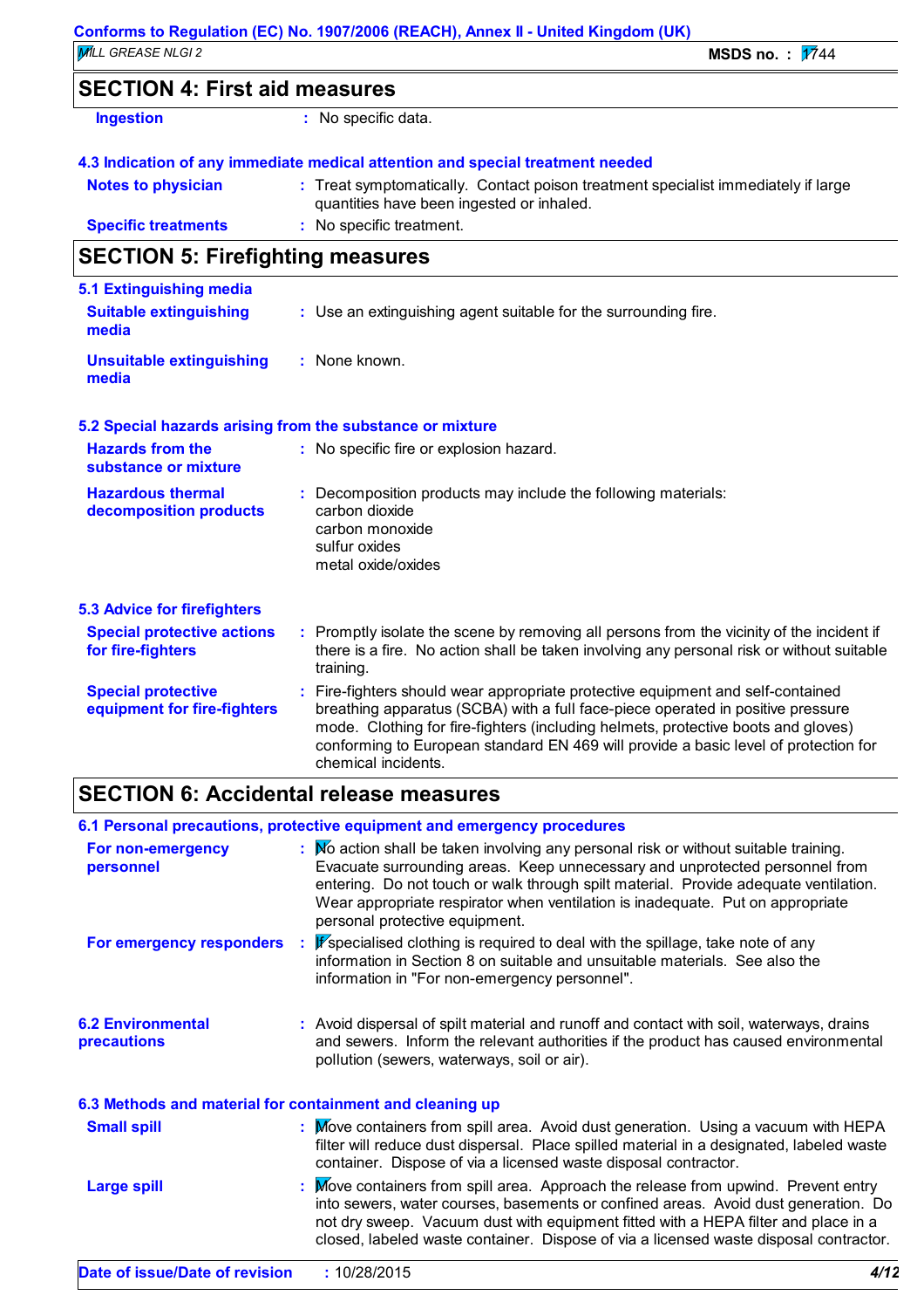## SECTION 4: First aid measures

**Ingestion** : No specific data.

### 4.3 Indication of any immediate medical attention and special treatment needed

**Notes to physician** : Treat symptomatically. Contact poison treatment specialist immediately if large quantities have been ingested or inhaled.

**Specific treatments** : No specific treatment.

## SECTION 5: Firefighting measures

### 5.1 Extinguishing media

**Suitable extinguishing media** : Use an extinguishing agent suitable for the surrounding fire.

**Unsuitable extinguishing media** : None known.

### 5.2 Special hazards arising from the substance or mixture

**Hazards from the substance or mixture** : No specific fire or explosion hazard.

**Hazardous thermal decomposition products** : Decomposition products may include the following materials:
carbon dioxide
carbon monoxide
sulfur oxides
metal oxide/oxides

### 5.3 Advice for firefighters

**Special protective actions for fire-fighters** : Promptly isolate the scene by removing all persons from the vicinity of the incident if there is a fire. No action shall be taken involving any personal risk or without suitable training.

**Special protective equipment for fire-fighters** : Fire-fighters should wear appropriate protective equipment and self-contained breathing apparatus (SCBA) with a full face-piece operated in positive pressure mode. Clothing for fire-fighters (including helmets, protective boots and gloves) conforming to European standard EN 469 will provide a basic level of protection for chemical incidents.

## SECTION 6: Accidental release measures

### 6.1 Personal precautions, protective equipment and emergency procedures

**For non-emergency personnel** : No action shall be taken involving any personal risk or without suitable training. Evacuate surrounding areas. Keep unnecessary and unprotected personnel from entering. Do not touch or walk through spilt material. Provide adequate ventilation. Wear appropriate respirator when ventilation is inadequate. Put on appropriate personal protective equipment.

**For emergency responders** : If specialised clothing is required to deal with the spillage, take note of any information in Section 8 on suitable and unsuitable materials. See also the information in "For non-emergency personnel".

### 6.2 Environmental precautions

: Avoid dispersal of spilt material and runoff and contact with soil, waterways, drains and sewers. Inform the relevant authorities if the product has caused environmental pollution (sewers, waterways, soil or air).

### 6.3 Methods and material for containment and cleaning up

**Small spill** : Move containers from spill area. Avoid dust generation. Using a vacuum with HEPA filter will reduce dust dispersal. Place spilled material in a designated, labeled waste container. Dispose of via a licensed waste disposal contractor.

**Large spill** : Move containers from spill area. Approach the release from upwind. Prevent entry into sewers, water courses, basements or confined areas. Avoid dust generation. Do not dry sweep. Vacuum dust with equipment fitted with a HEPA filter and place in a closed, labeled waste container. Dispose of via a licensed waste disposal contractor.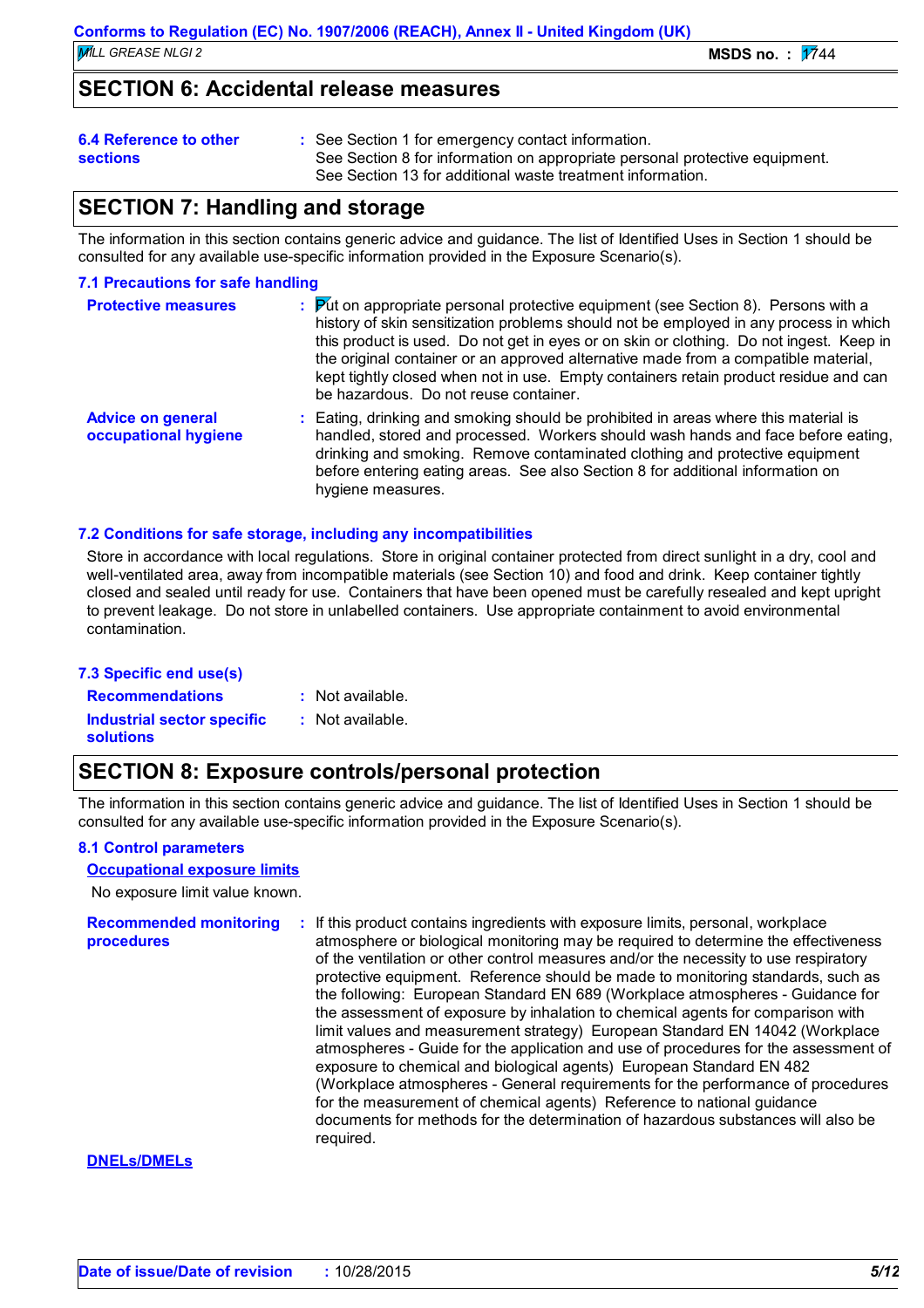## SECTION 6: Accidental release measures

**6.4 Reference to other sections** : See Section 1 for emergency contact information.
See Section 8 for information on appropriate personal protective equipment.
See Section 13 for additional waste treatment information.

## SECTION 7: Handling and storage

The information in this section contains generic advice and guidance. The list of Identified Uses in Section 1 should be consulted for any available use-specific information provided in the Exposure Scenario(s).

### 7.1 Precautions for safe handling

**Protective measures** : Put on appropriate personal protective equipment (see Section 8). Persons with a history of skin sensitization problems should not be employed in any process in which this product is used. Do not get in eyes or on skin or clothing. Do not ingest. Keep in the original container or an approved alternative made from a compatible material, kept tightly closed when not in use. Empty containers retain product residue and can be hazardous. Do not reuse container.

**Advice on general occupational hygiene** : Eating, drinking and smoking should be prohibited in areas where this material is handled, stored and processed. Workers should wash hands and face before eating, drinking and smoking. Remove contaminated clothing and protective equipment before entering eating areas. See also Section 8 for additional information on hygiene measures.

### 7.2 Conditions for safe storage, including any incompatibilities

Store in accordance with local regulations. Store in original container protected from direct sunlight in a dry, cool and well-ventilated area, away from incompatible materials (see Section 10) and food and drink. Keep container tightly closed and sealed until ready for use. Containers that have been opened must be carefully resealed and kept upright to prevent leakage. Do not store in unlabelled containers. Use appropriate containment to avoid environmental contamination.

### 7.3 Specific end use(s)

**Recommendations** : Not available.

**Industrial sector specific solutions** : Not available.

## SECTION 8: Exposure controls/personal protection

The information in this section contains generic advice and guidance. The list of Identified Uses in Section 1 should be consulted for any available use-specific information provided in the Exposure Scenario(s).

### 8.1 Control parameters

**Occupational exposure limits**

No exposure limit value known.

**Recommended monitoring procedures** : If this product contains ingredients with exposure limits, personal, workplace atmosphere or biological monitoring may be required to determine the effectiveness of the ventilation or other control measures and/or the necessity to use respiratory protective equipment. Reference should be made to monitoring standards, such as the following: European Standard EN 689 (Workplace atmospheres - Guidance for the assessment of exposure by inhalation to chemical agents for comparison with limit values and measurement strategy) European Standard EN 14042 (Workplace atmospheres - Guide for the application and use of procedures for the assessment of exposure to chemical and biological agents) European Standard EN 482 (Workplace atmospheres - General requirements for the performance of procedures for the measurement of chemical agents) Reference to national guidance documents for methods for the determination of hazardous substances will also be required.

**DNELs/DMELs**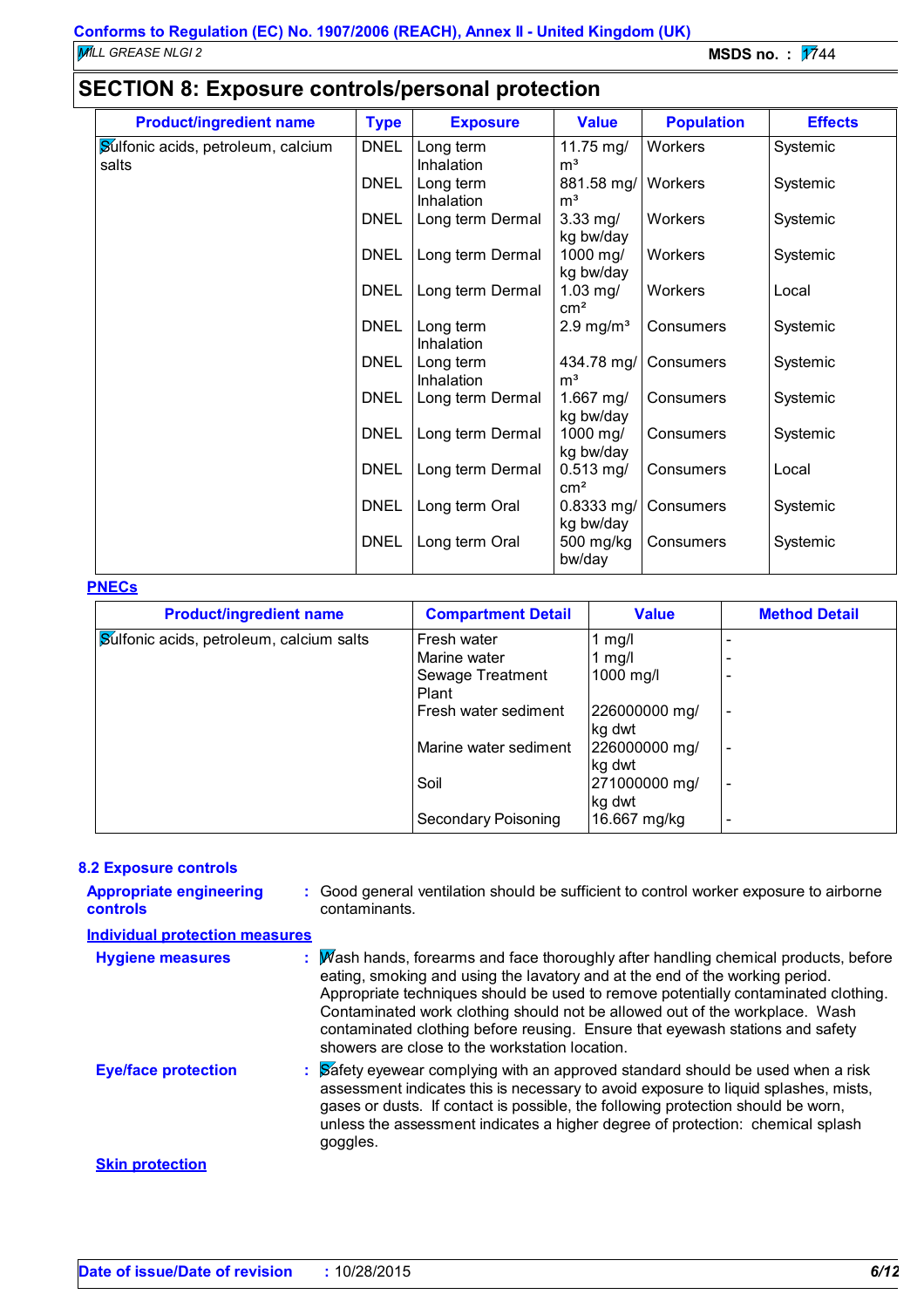## SECTION 8: Exposure controls/personal protection

| Product/ingredient name | Type | Exposure | Value | Population | Effects |
|---|---|---|---|---|---|
| Sulfonic acids, petroleum, calcium salts | DNEL | Long term Inhalation | 11.75 mg/m³ | Workers | Systemic |
| | DNEL | Long term Inhalation | 881.58 mg/m³ | Workers | Systemic |
| | DNEL | Long term Dermal | 3.33 mg/kg bw/day | Workers | Systemic |
| | DNEL | Long term Dermal | 1000 mg/kg bw/day | Workers | Systemic |
| | DNEL | Long term Dermal | 1.03 mg/cm² | Workers | Local |
| | DNEL | Long term Inhalation | 2.9 mg/m³ | Consumers | Systemic |
| | DNEL | Long term Inhalation | 434.78 mg/m³ | Consumers | Systemic |
| | DNEL | Long term Dermal | 1.667 mg/kg bw/day | Consumers | Systemic |
| | DNEL | Long term Dermal | 1000 mg/kg bw/day | Consumers | Systemic |
| | DNEL | Long term Dermal | 0.513 mg/cm² | Consumers | Local |
| | DNEL | Long term Oral | 0.8333 mg/kg bw/day | Consumers | Systemic |
| | DNEL | Long term Oral | 500 mg/kg bw/day | Consumers | Systemic |

**PNECs**

| Product/ingredient name | Compartment Detail | Value | Method Detail |
|---|---|---|---|
| Sulfonic acids, petroleum, calcium salts | Fresh water | 1 mg/l | - |
| | Marine water | 1 mg/l | - |
| | Sewage Treatment Plant | 1000 mg/l | - |
| | Fresh water sediment | 226000000 mg/kg dwt | - |
| | Marine water sediment | 226000000 mg/kg dwt | - |
| | Soil | 271000000 mg/kg dwt | - |
| | Secondary Poisoning | 16.667 mg/kg | - |

### 8.2 Exposure controls

**Appropriate engineering controls** : Good general ventilation should be sufficient to control worker exposure to airborne contaminants.

**Individual protection measures**

**Hygiene measures** : Wash hands, forearms and face thoroughly after handling chemical products, before eating, smoking and using the lavatory and at the end of the working period. Appropriate techniques should be used to remove potentially contaminated clothing. Contaminated work clothing should not be allowed out of the workplace. Wash contaminated clothing before reusing. Ensure that eyewash stations and safety showers are close to the workstation location.

**Eye/face protection** : Safety eyewear complying with an approved standard should be used when a risk assessment indicates this is necessary to avoid exposure to liquid splashes, mists, gases or dusts. If contact is possible, the following protection should be worn, unless the assessment indicates a higher degree of protection: chemical splash goggles.

**Skin protection**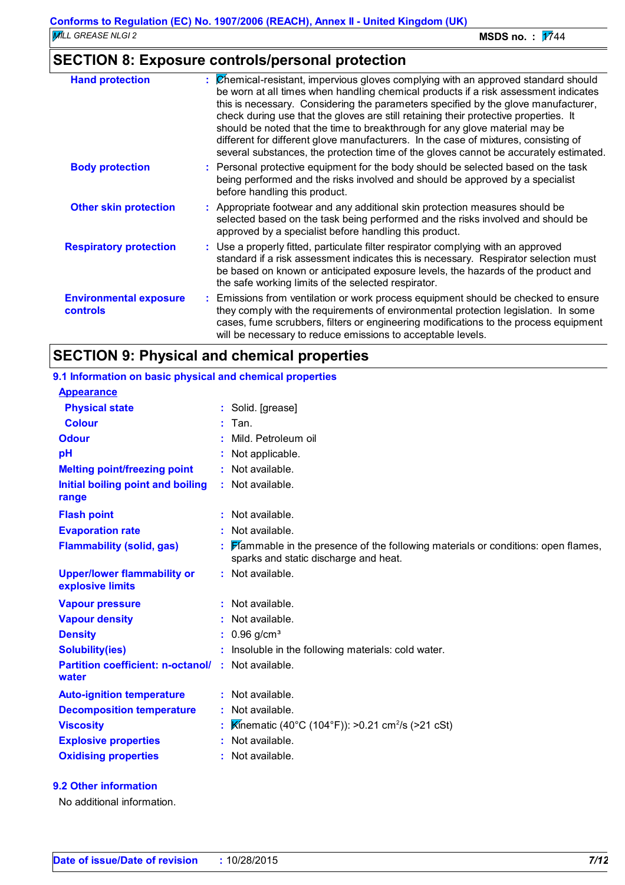## SECTION 8: Exposure controls/personal protection

| | |
|---|---|
| **Hand protection** | : Chemical-resistant, impervious gloves complying with an approved standard should be worn at all times when handling chemical products if a risk assessment indicates this is necessary. Considering the parameters specified by the glove manufacturer, check during use that the gloves are still retaining their protective properties. It should be noted that the time to breakthrough for any glove material may be different for different glove manufacturers. In the case of mixtures, consisting of several substances, the protection time of the gloves cannot be accurately estimated. |
| **Body protection** | : Personal protective equipment for the body should be selected based on the task being performed and the risks involved and should be approved by a specialist before handling this product. |
| **Other skin protection** | : Appropriate footwear and any additional skin protection measures should be selected based on the task being performed and the risks involved and should be approved by a specialist before handling this product. |
| **Respiratory protection** | : Use a properly fitted, particulate filter respirator complying with an approved standard if a risk assessment indicates this is necessary. Respirator selection must be based on known or anticipated exposure levels, the hazards of the product and the safe working limits of the selected respirator. |
| **Environmental exposure controls** | : Emissions from ventilation or work process equipment should be checked to ensure they comply with the requirements of environmental protection legislation. In some cases, fume scrubbers, filters or engineering modifications to the process equipment will be necessary to reduce emissions to acceptable levels. |

## SECTION 9: Physical and chemical properties

### 9.1 Information on basic physical and chemical properties

**Appearance**

| | |
|---|---|
| **Physical state** | : Solid. [grease] |
| **Colour** | : Tan. |
| **Odour** | : Mild. Petroleum oil |
| **pH** | : Not applicable. |
| **Melting point/freezing point** | : Not available. |
| **Initial boiling point and boiling range** | : Not available. |
| **Flash point** | : Not available. |
| **Evaporation rate** | : Not available. |
| **Flammability (solid, gas)** | : Flammable in the presence of the following materials or conditions: open flames, sparks and static discharge and heat. |
| **Upper/lower flammability or explosive limits** | : Not available. |
| **Vapour pressure** | : Not available. |
| **Vapour density** | : Not available. |
| **Density** | : 0.96 $g/cm^3$ |
| **Solubility(ies)** | : Insoluble in the following materials: cold water. |
| **Partition coefficient: n-octanol/water** | : Not available. |
| **Auto-ignition temperature** | : Not available. |
| **Decomposition temperature** | : Not available. |
| **Viscosity** | : Kinematic (40°C (104°F)): >0.21 $cm^2/s$ (>21 cSt) |
| **Explosive properties** | : Not available. |
| **Oxidising properties** | : Not available. |

### 9.2 Other information

No additional information.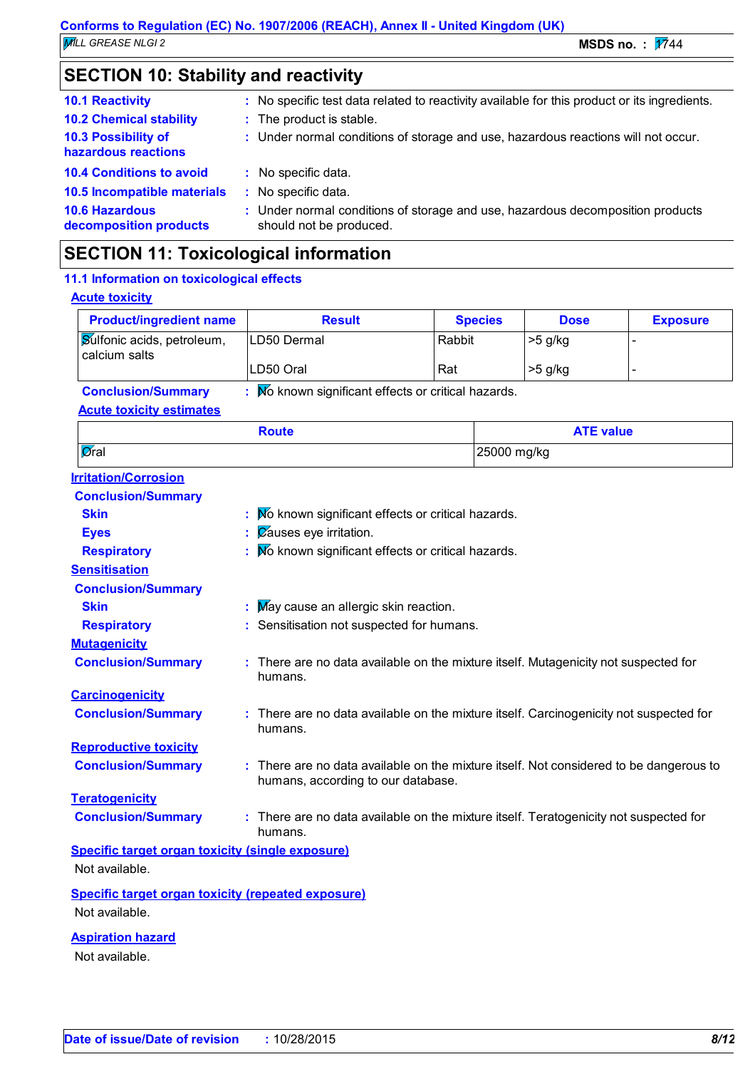## SECTION 10: Stability and reactivity

**10.1 Reactivity** : No specific test data related to reactivity available for this product or its ingredients.

**10.2 Chemical stability** : The product is stable.

**10.3 Possibility of hazardous reactions** : Under normal conditions of storage and use, hazardous reactions will not occur.

**10.4 Conditions to avoid** : No specific data.

**10.5 Incompatible materials** : No specific data.

**10.6 Hazardous decomposition products** : Under normal conditions of storage and use, hazardous decomposition products should not be produced.

## SECTION 11: Toxicological information

### 11.1 Information on toxicological effects

**Acute toxicity**

| Product/ingredient name | Result | Species | Dose | Exposure |
|---|---|---|---|---|
| Sulfonic acids, petroleum, calcium salts | LD50 Dermal | Rabbit | >5 g/kg | - |
| | LD50 Oral | Rat | >5 g/kg | - |

**Conclusion/Summary** : No known significant effects or critical hazards.

**Acute toxicity estimates**

| Route | ATE value |
|---|---|
| Oral | 25000 mg/kg |

**Irritation/Corrosion**

**Conclusion/Summary**

**Skin** : No known significant effects or critical hazards.

**Eyes** : Causes eye irritation.

**Respiratory** : No known significant effects or critical hazards.

**Sensitisation**

**Conclusion/Summary**

**Skin** : May cause an allergic skin reaction.

**Respiratory** : Sensitisation not suspected for humans.

**Mutagenicity**

**Conclusion/Summary** : There are no data available on the mixture itself. Mutagenicity not suspected for humans.

**Carcinogenicity**

**Conclusion/Summary** : There are no data available on the mixture itself. Carcinogenicity not suspected for humans.

**Reproductive toxicity**

**Conclusion/Summary** : There are no data available on the mixture itself. Not considered to be dangerous to humans, according to our database.

**Teratogenicity**

**Conclusion/Summary** : There are no data available on the mixture itself. Teratogenicity not suspected for humans.

**Specific target organ toxicity (single exposure)**

Not available.

**Specific target organ toxicity (repeated exposure)**

Not available.

**Aspiration hazard**

Not available.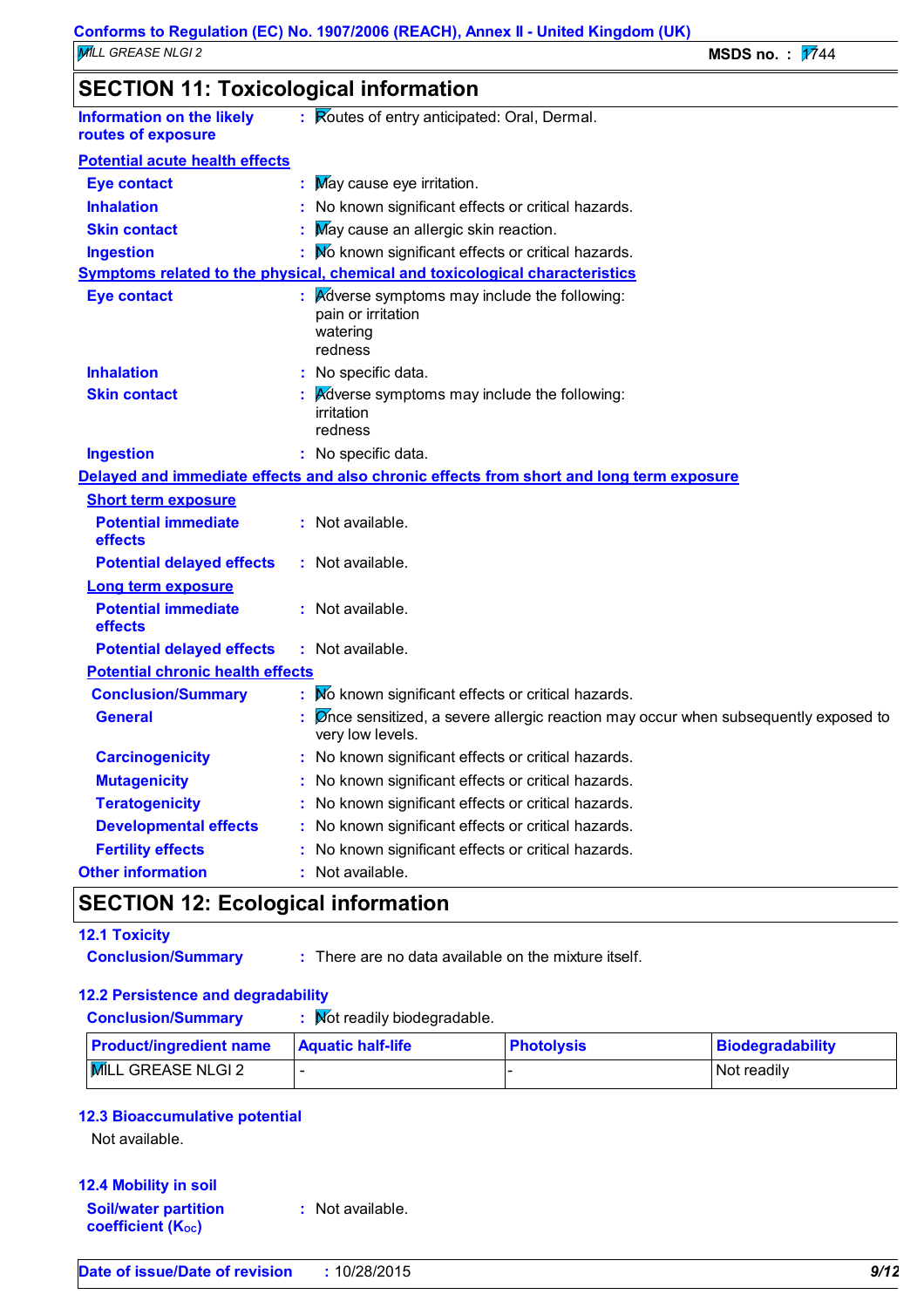## SECTION 11: Toxicological information

**Information on the likely routes of exposure** : Routes of entry anticipated: Oral, Dermal.

**Potential acute health effects**

- **Eye contact** : May cause eye irritation.
- **Inhalation** : No known significant effects or critical hazards.
- **Skin contact** : May cause an allergic skin reaction.
- **Ingestion** : No known significant effects or critical hazards.

**Symptoms related to the physical, chemical and toxicological characteristics**

- **Eye contact** : Adverse symptoms may include the following:
  pain or irritation
  watering
  redness
- **Inhalation** : No specific data.
- **Skin contact** : Adverse symptoms may include the following:
  irritation
  redness
- **Ingestion** : No specific data.

**Delayed and immediate effects and also chronic effects from short and long term exposure**

**Short term exposure**

- **Potential immediate effects** : Not available.
- **Potential delayed effects** : Not available.

**Long term exposure**

- **Potential immediate effects** : Not available.
- **Potential delayed effects** : Not available.

**Potential chronic health effects**

- **Conclusion/Summary** : No known significant effects or critical hazards.
- **General** : Once sensitized, a severe allergic reaction may occur when subsequently exposed to very low levels.
- **Carcinogenicity** : No known significant effects or critical hazards.
- **Mutagenicity** : No known significant effects or critical hazards.
- **Teratogenicity** : No known significant effects or critical hazards.
- **Developmental effects** : No known significant effects or critical hazards.
- **Fertility effects** : No known significant effects or critical hazards.

**Other information** : Not available.

## SECTION 12: Ecological information

### 12.1 Toxicity

**Conclusion/Summary** : There are no data available on the mixture itself.

### 12.2 Persistence and degradability

**Conclusion/Summary** : Not readily biodegradable.

| Product/ingredient name | Aquatic half-life | Photolysis | Biodegradability |
|---|---|---|---|
| MILL GREASE NLGI 2 | - | - | Not readily |

### 12.3 Bioaccumulative potential

Not available.

### 12.4 Mobility in soil

**Soil/water partition coefficient ($K_{OC}$)** : Not available.

**Date of issue/Date of revision** : 10/28/2015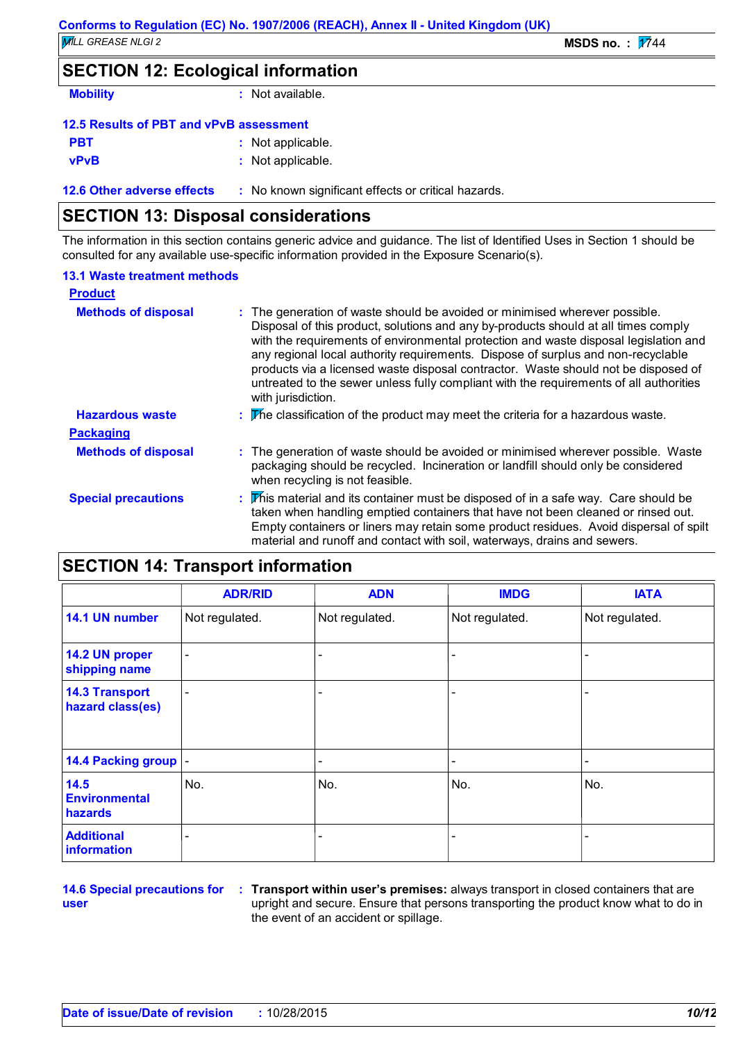## SECTION 12: Ecological information

**Mobility** : Not available.

**12.5 Results of PBT and vPvB assessment**

**PBT** : Not applicable.

**vPvB** : Not applicable.

**12.6 Other adverse effects** : No known significant effects or critical hazards.

## SECTION 13: Disposal considerations

The information in this section contains generic advice and guidance. The list of Identified Uses in Section 1 should be consulted for any available use-specific information provided in the Exposure Scenario(s).

**13.1 Waste treatment methods**

**Product**

**Methods of disposal** : The generation of waste should be avoided or minimised wherever possible. Disposal of this product, solutions and any by-products should at all times comply with the requirements of environmental protection and waste disposal legislation and any regional local authority requirements. Dispose of surplus and non-recyclable products via a licensed waste disposal contractor. Waste should not be disposed of untreated to the sewer unless fully compliant with the requirements of all authorities with jurisdiction.

**Hazardous waste** : The classification of the product may meet the criteria for a hazardous waste.

**Packaging**

**Methods of disposal** : The generation of waste should be avoided or minimised wherever possible. Waste packaging should be recycled. Incineration or landfill should only be considered when recycling is not feasible.

**Special precautions** : This material and its container must be disposed of in a safe way. Care should be taken when handling emptied containers that have not been cleaned or rinsed out. Empty containers or liners may retain some product residues. Avoid dispersal of spilt material and runoff and contact with soil, waterways, drains and sewers.

## SECTION 14: Transport information

| | ADR/RID | ADN | IMDG | IATA |
|---|---|---|---|---|
| **14.1 UN number** | Not regulated. | Not regulated. | Not regulated. | Not regulated. |
| **14.2 UN proper shipping name** | - | - | - | - |
| **14.3 Transport hazard class(es)** | - | - | - | - |
| **14.4 Packing group** | - | - | - | - |
| **14.5 Environmental hazards** | No. | No. | No. | No. |
| **Additional information** | - | - | - | - |

**14.6 Special precautions for user** : **Transport within user's premises:** always transport in closed containers that are upright and secure. Ensure that persons transporting the product know what to do in the event of an accident or spillage.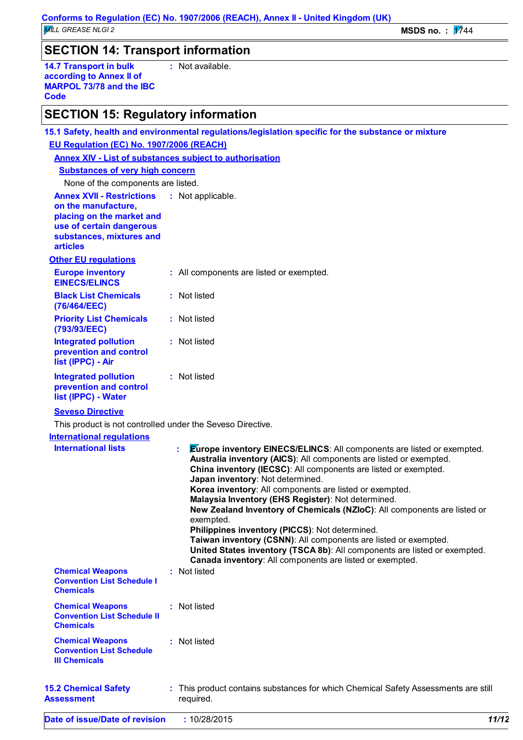## SECTION 14: Transport information

**14.7 Transport in bulk according to Annex II of MARPOL 73/78 and the IBC Code** : Not available.

## SECTION 15: Regulatory information

**15.1 Safety, health and environmental regulations/legislation specific for the substance or mixture**

**EU Regulation (EC) No. 1907/2006 (REACH)**

**Annex XIV - List of substances subject to authorisation**

**Substances of very high concern**

None of the components are listed.

**Annex XVII - Restrictions on the manufacture, placing on the market and use of certain dangerous substances, mixtures and articles** : Not applicable.

**Other EU regulations**

**Europe inventory EINECS/ELINCS** : All components are listed or exempted.

**Black List Chemicals (76/464/EEC)** : Not listed

**Priority List Chemicals (793/93/EEC)** : Not listed

**Integrated pollution prevention and control list (IPPC) - Air** : Not listed

**Integrated pollution prevention and control list (IPPC) - Water** : Not listed

**Seveso Directive**

This product is not controlled under the Seveso Directive.

**International regulations**

**International lists** :

**Europe inventory EINECS/ELINCS**: All components are listed or exempted.
**Australia inventory (AICS)**: All components are listed or exempted.
**China inventory (IECSC)**: All components are listed or exempted.
**Japan inventory**: Not determined.
**Korea inventory**: All components are listed or exempted.
**Malaysia Inventory (EHS Register)**: Not determined.
**New Zealand Inventory of Chemicals (NZIoC)**: All components are listed or exempted.
**Philippines inventory (PICCS)**: Not determined.
**Taiwan inventory (CSNN)**: All components are listed or exempted.
**United States inventory (TSCA 8b)**: All components are listed or exempted.
**Canada inventory**: All components are listed or exempted.

**Chemical Weapons Convention List Schedule I Chemicals** : Not listed

**Chemical Weapons Convention List Schedule II Chemicals** : Not listed

**Chemical Weapons Convention List Schedule III Chemicals** : Not listed

**15.2 Chemical Safety Assessment** : This product contains substances for which Chemical Safety Assessments are still required.

**Date of issue/Date of revision** : 10/28/2015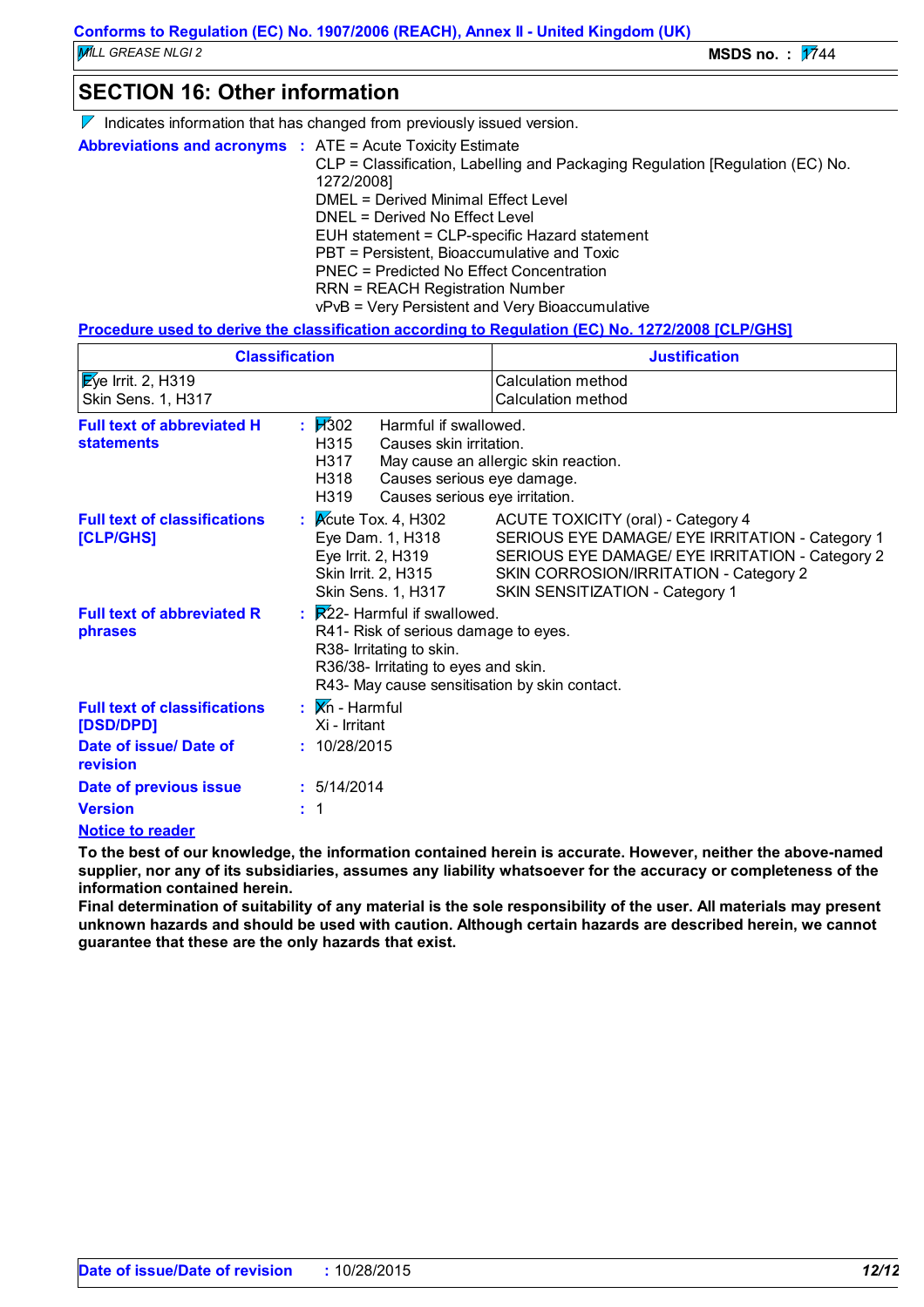## SECTION 16: Other information

Indicates information that has changed from previously issued version.

**Abbreviations and acronyms** : ATE = Acute Toxicity Estimate
CLP = Classification, Labelling and Packaging Regulation [Regulation (EC) No. 1272/2008]
DMEL = Derived Minimal Effect Level
DNEL = Derived No Effect Level
EUH statement = CLP-specific Hazard statement
PBT = Persistent, Bioaccumulative and Toxic
PNEC = Predicted No Effect Concentration
RRN = REACH Registration Number
vPvB = Very Persistent and Very Bioaccumulative

**Procedure used to derive the classification according to Regulation (EC) No. 1272/2008 [CLP/GHS]**

| Classification | Justification |
|---|---|
| Eye Irrit. 2, H319<br>Skin Sens. 1, H317 | Calculation method<br>Calculation method |

**Full text of abbreviated H statements** :
H302 Harmful if swallowed.
H315 Causes skin irritation.
H317 May cause an allergic skin reaction.
H318 Causes serious eye damage.
H319 Causes serious eye irritation.

**Full text of classifications [CLP/GHS]** :
Acute Tox. 4, H302 ACUTE TOXICITY (oral) - Category 4
Eye Dam. 1, H318 SERIOUS EYE DAMAGE/ EYE IRRITATION - Category 1
Eye Irrit. 2, H319 SERIOUS EYE DAMAGE/ EYE IRRITATION - Category 2
Skin Irrit. 2, H315 SKIN CORROSION/IRRITATION - Category 2
Skin Sens. 1, H317 SKIN SENSITIZATION - Category 1

**Full text of abbreviated R phrases** :
R22- Harmful if swallowed.
R41- Risk of serious damage to eyes.
R38- Irritating to skin.
R36/38- Irritating to eyes and skin.
R43- May cause sensitisation by skin contact.

**Full text of classifications [DSD/DPD]** :
Xn - Harmful
Xi - Irritant

**Date of issue/ Date of revision** : 10/28/2015

**Date of previous issue** : 5/14/2014

**Version** : 1

**Notice to reader**

**To the best of our knowledge, the information contained herein is accurate. However, neither the above-named supplier, nor any of its subsidiaries, assumes any liability whatsoever for the accuracy or completeness of the information contained herein.**
**Final determination of suitability of any material is the sole responsibility of the user. All materials may present unknown hazards and should be used with caution. Although certain hazards are described herein, we cannot guarantee that these are the only hazards that exist.**